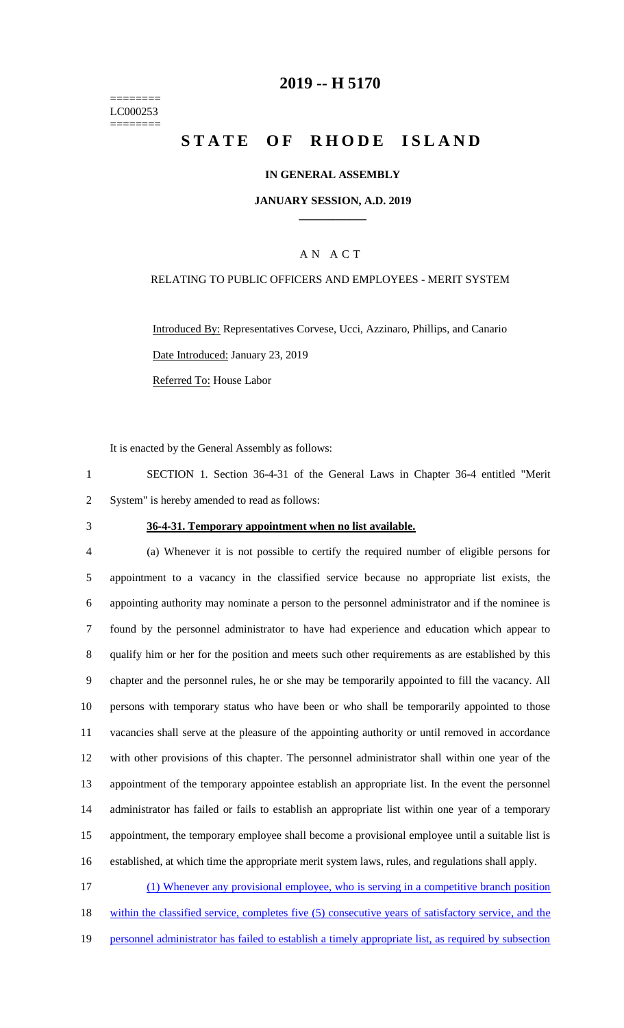========
LC000253
========

# 2019 -- H 5170

# STATE OF RHODE ISLAND

### IN GENERAL ASSEMBLY

### JANUARY SESSION, A.D. 2019

---

### A N A C T

### RELATING TO PUBLIC OFFICERS AND EMPLOYEES - MERIT SYSTEM

Introduced By: Representatives Corvese, Ucci, Azzinaro, Phillips, and Canario

Date Introduced: January 23, 2019

Referred To: House Labor

It is enacted by the General Assembly as follows:

1 SECTION 1. Section 36-4-31 of the General Laws in Chapter 36-4 entitled "Merit
2 System" is hereby amended to read as follows:

3 **36-4-31. Temporary appointment when no list available.**

4 (a) Whenever it is not possible to certify the required number of eligible persons for
5 appointment to a vacancy in the classified service because no appropriate list exists, the
6 appointing authority may nominate a person to the personnel administrator and if the nominee is
7 found by the personnel administrator to have had experience and education which appear to
8 qualify him or her for the position and meets such other requirements as are established by this
9 chapter and the personnel rules, he or she may be temporarily appointed to fill the vacancy. All
10 persons with temporary status who have been or who shall be temporarily appointed to those
11 vacancies shall serve at the pleasure of the appointing authority or until removed in accordance
12 with other provisions of this chapter. The personnel administrator shall within one year of the
13 appointment of the temporary appointee establish an appropriate list. In the event the personnel
14 administrator has failed or fails to establish an appropriate list within one year of a temporary
15 appointment, the temporary employee shall become a provisional employee until a suitable list is
16 established, at which time the appropriate merit system laws, rules, and regulations shall apply.

17 (1) Whenever any provisional employee, who is serving in a competitive branch position
18 within the classified service, completes five (5) consecutive years of satisfactory service, and the
19 personnel administrator has failed to establish a timely appropriate list, as required by subsection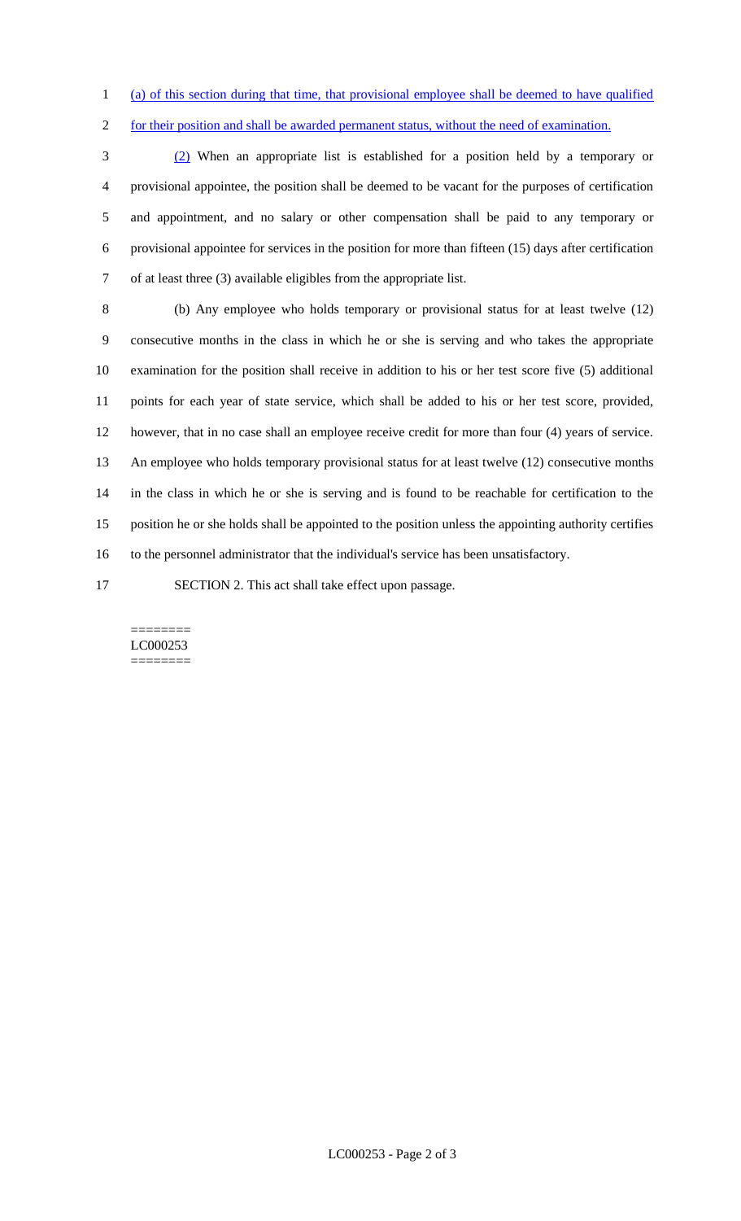(a) of this section during that time, that provisional employee shall be deemed to have qualified for their position and shall be awarded permanent status, without the need of examination.

(2) When an appropriate list is established for a position held by a temporary or provisional appointee, the position shall be deemed to be vacant for the purposes of certification and appointment, and no salary or other compensation shall be paid to any temporary or provisional appointee for services in the position for more than fifteen (15) days after certification of at least three (3) available eligibles from the appropriate list.

(b) Any employee who holds temporary or provisional status for at least twelve (12) consecutive months in the class in which he or she is serving and who takes the appropriate examination for the position shall receive in addition to his or her test score five (5) additional points for each year of state service, which shall be added to his or her test score, provided, however, that in no case shall an employee receive credit for more than four (4) years of service. An employee who holds temporary provisional status for at least twelve (12) consecutive months in the class in which he or she is serving and is found to be reachable for certification to the position he or she holds shall be appointed to the position unless the appointing authority certifies to the personnel administrator that the individual's service has been unsatisfactory.

SECTION 2. This act shall take effect upon passage.

========
LC000253
========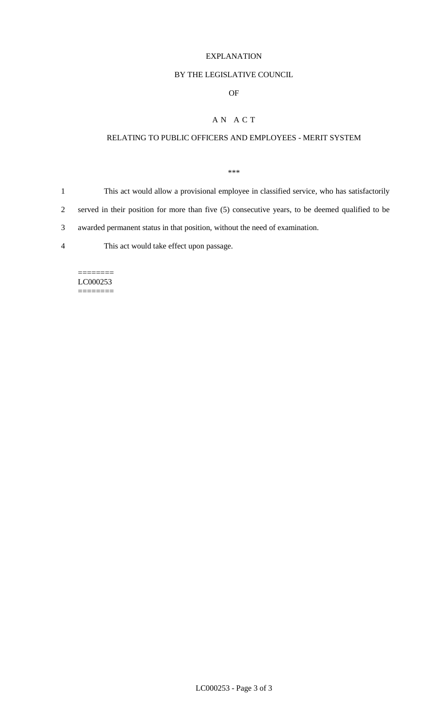EXPLANATION

BY THE LEGISLATIVE COUNCIL

OF

A N A C T

RELATING TO PUBLIC OFFICERS AND EMPLOYEES - MERIT SYSTEM

***

1 This act would allow a provisional employee in classified service, who has satisfactorily
2 served in their position for more than five (5) consecutive years, to be deemed qualified to be
3 awarded permanent status in that position, without the need of examination.
4 This act would take effect upon passage.

========
LC000253
========